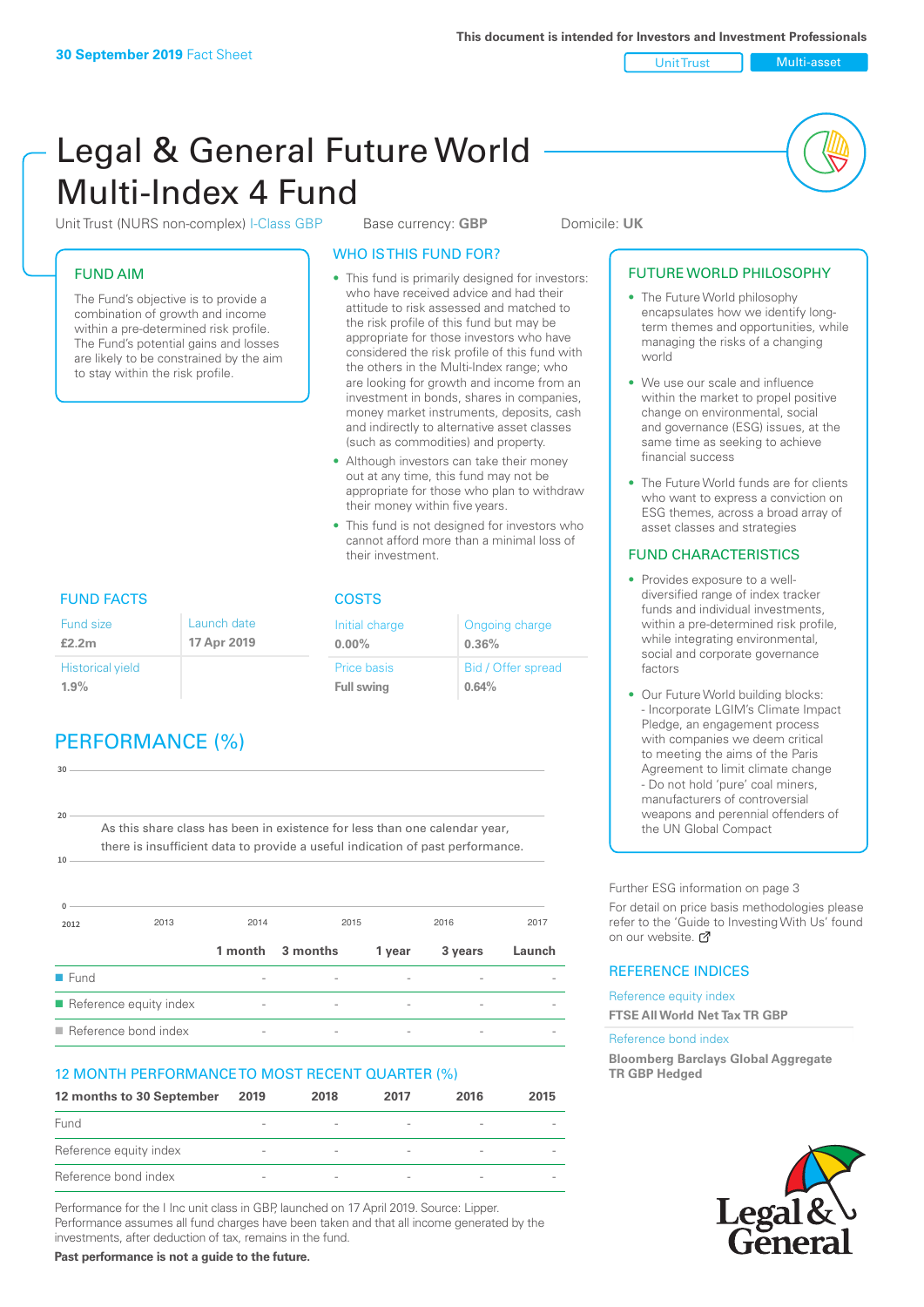30 September 2019 Fact Sheet

This document is intended for Investors and Investment Professionals

Unit Trust | Multi-asset

# Legal & General Future World Multi-Index 4 Fund

Unit Trust (NURS non-complex) I-Class GBP   Base currency: **GBP**   Domicile: **UK**

## FUND AIM

The Fund's objective is to provide a combination of growth and income within a pre-determined risk profile. The Fund's potential gains and losses are likely to be constrained by the aim to stay within the risk profile.

## WHO IS THIS FUND FOR?

- This fund is primarily designed for investors: who have received advice and had their attitude to risk assessed and matched to the risk profile of this fund but may be appropriate for those investors who have considered the risk profile of this fund with the others in the Multi-Index range; who are looking for growth and income from an investment in bonds, shares in companies, money market instruments, deposits, cash and indirectly to alternative asset classes (such as commodities) and property.
- Although investors can take their money out at any time, this fund may not be appropriate for those who plan to withdraw their money within five years.
- This fund is not designed for investors who cannot afford more than a minimal loss of their investment.

## FUTURE WORLD PHILOSOPHY

- The Future World philosophy encapsulates how we identify long-term themes and opportunities, while managing the risks of a changing world
- We use our scale and influence within the market to propel positive change on environmental, social and governance (ESG) issues, at the same time as seeking to achieve financial success
- The Future World funds are for clients who want to express a conviction on ESG themes, across a broad array of asset classes and strategies

## FUND CHARACTERISTICS

- Provides exposure to a well-diversified range of index tracker funds and individual investments, within a pre-determined risk profile, while integrating environmental, social and corporate governance factors
- Our Future World building blocks:
  - Incorporate LGIM's Climate Impact Pledge, an engagement process with companies we deem critical to meeting the aims of the Paris Agreement to limit climate change
  - Do not hold 'pure' coal miners, manufacturers of controversial weapons and perennial offenders of the UN Global Compact

## FUND FACTS

| Fund size | Launch date |
|---|---|
| £2.2m | 17 Apr 2019 |
| Historical yield | |
| 1.9% | |

## COSTS

| Initial charge | Ongoing charge |
|---|---|
| 0.00% | 0.36% |
| Price basis | Bid / Offer spread |
| Full swing | 0.64% |

## PERFORMANCE (%)

As this share class has been in existence for less than one calendar year, there is insufficient data to provide a useful indication of past performance.

| | 1 month | 3 months | 1 year | 3 years | Launch |
|---|---|---|---|---|---|
| Fund | - | - | - | - | - |
| Reference equity index | - | - | - | - | - |
| Reference bond index | - | - | - | - | - |

## 12 MONTH PERFORMANCE TO MOST RECENT QUARTER (%)

| 12 months to 30 September | 2019 | 2018 | 2017 | 2016 | 2015 |
|---|---|---|---|---|---|
| Fund | - | - | - | - | - |
| Reference equity index | - | - | - | - | - |
| Reference bond index | - | - | - | - | - |

Performance for the I Inc unit class in GBP, launched on 17 April 2019. Source: Lipper. Performance assumes all fund charges have been taken and that all income generated by the investments, after deduction of tax, remains in the fund.

**Past performance is not a guide to the future.**

Further ESG information on page 3

For detail on price basis methodologies please refer to the 'Guide to Investing With Us' found on our website.

## REFERENCE INDICES

Reference equity index
**FTSE All World Net Tax TR GBP**

Reference bond index
**Bloomberg Barclays Global Aggregate TR GBP Hedged**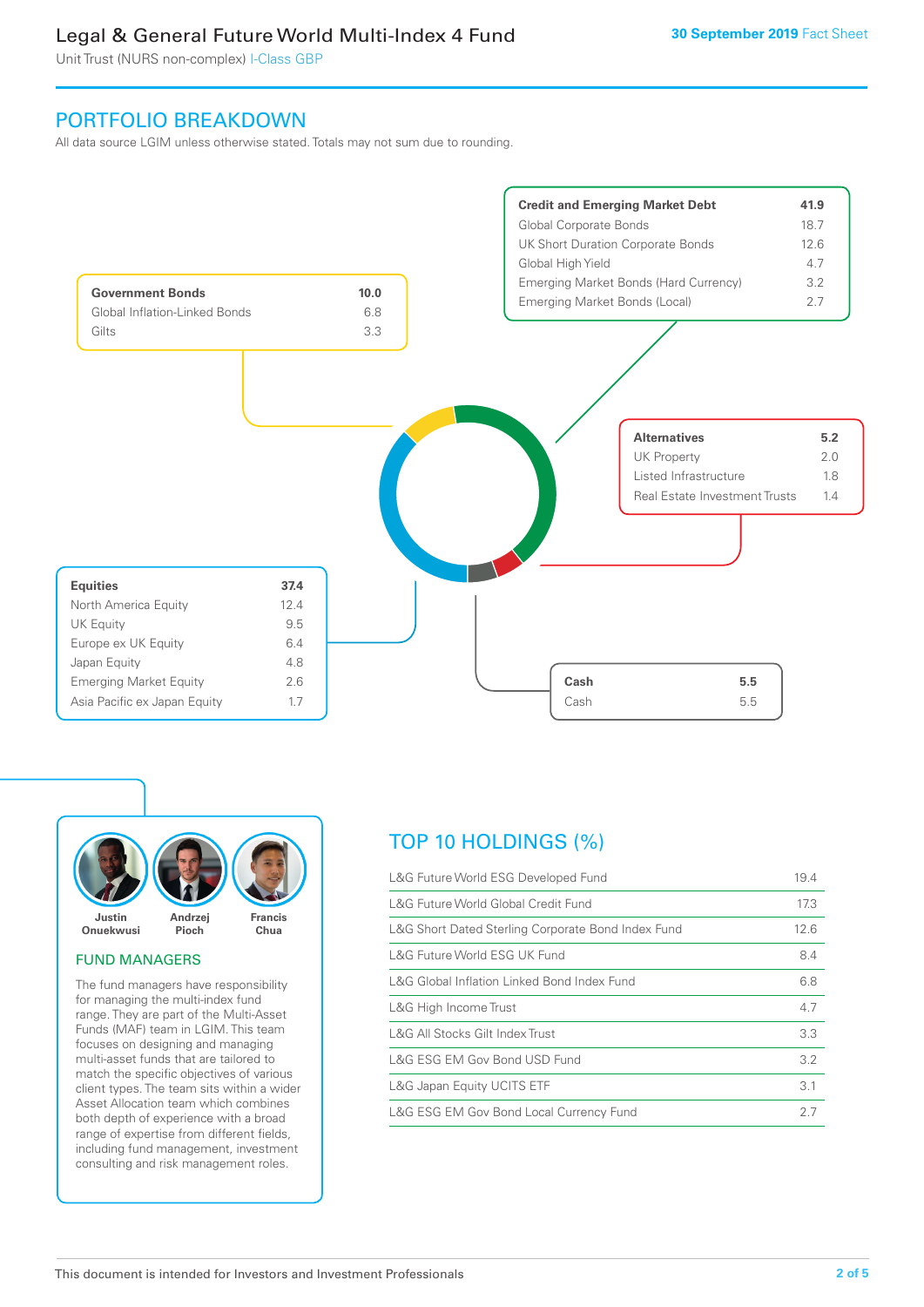# Legal & General Future World Multi-Index 4 Fund

Unit Trust (NURS non-complex) I-Class GBP

30 September 2019 Fact Sheet

## PORTFOLIO BREAKDOWN

All data source LGIM unless otherwise stated. Totals may not sum due to rounding.

| Credit and Emerging Market Debt | 41.9 |
|---|---|
| Global Corporate Bonds | 18.7 |
| UK Short Duration Corporate Bonds | 12.6 |
| Global High Yield | 4.7 |
| Emerging Market Bonds (Hard Currency) | 3.2 |
| Emerging Market Bonds (Local) | 2.7 |

| Government Bonds | 10.0 |
|---|---|
| Global Inflation-Linked Bonds | 6.8 |
| Gilts | 3.3 |

| Alternatives | 5.2 |
|---|---|
| UK Property | 2.0 |
| Listed Infrastructure | 1.8 |
| Real Estate Investment Trusts | 1.4 |

| Equities | 37.4 |
|---|---|
| North America Equity | 12.4 |
| UK Equity | 9.5 |
| Europe ex UK Equity | 6.4 |
| Japan Equity | 4.8 |
| Emerging Market Equity | 2.6 |
| Asia Pacific ex Japan Equity | 1.7 |

| Cash | 5.5 |
|---|---|
| Cash | 5.5 |

Justin Onuekwusi, Andrzej Pioch, Francis Chua

### FUND MANAGERS

The fund managers have responsibility for managing the multi-index fund range. They are part of the Multi-Asset Funds (MAF) team in LGIM. This team focuses on designing and managing multi-asset funds that are tailored to match the specific objectives of various client types. The team sits within a wider Asset Allocation team which combines both depth of experience with a broad range of expertise from different fields, including fund management, investment consulting and risk management roles.

## TOP 10 HOLDINGS (%)

| Holding | % |
|---|---|
| L&G Future World ESG Developed Fund | 19.4 |
| L&G Future World Global Credit Fund | 17.3 |
| L&G Short Dated Sterling Corporate Bond Index Fund | 12.6 |
| L&G Future World ESG UK Fund | 8.4 |
| L&G Global Inflation Linked Bond Index Fund | 6.8 |
| L&G High Income Trust | 4.7 |
| L&G All Stocks Gilt Index Trust | 3.3 |
| L&G ESG EM Gov Bond USD Fund | 3.2 |
| L&G Japan Equity UCITS ETF | 3.1 |
| L&G ESG EM Gov Bond Local Currency Fund | 2.7 |

This document is intended for Investors and Investment Professionals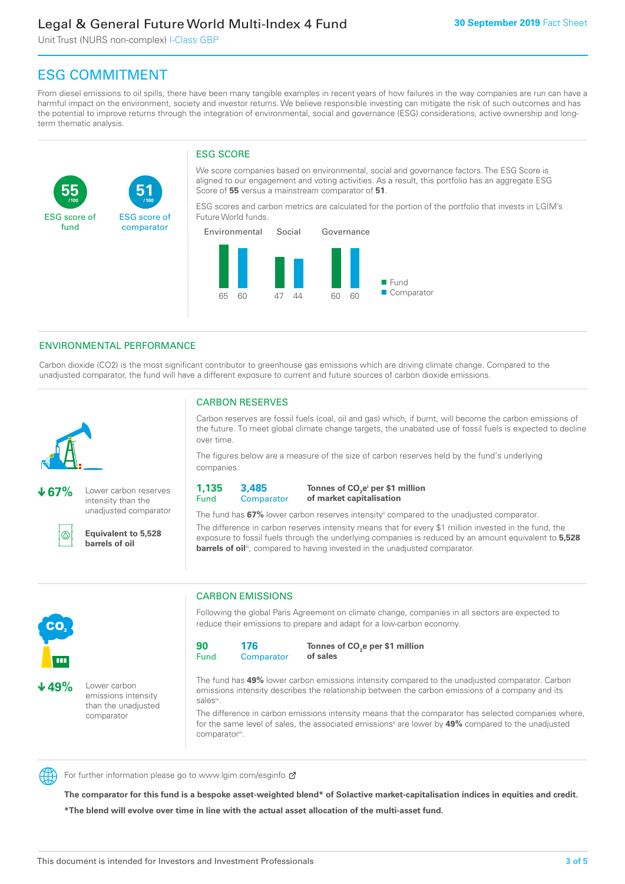## ESG COMMITMENT

From diesel emissions to oil spills, there have been many tangible examples in recent years of how failures in the way companies are run can have a harmful impact on the environment, society and investor returns. We believe responsible investing can mitigate the risk of such outcomes and has the potential to improve returns through the integration of environmental, social and governance (ESG) considerations, active ownership and long-term thematic analysis.

**55** /100 ESG score of fund

**51** /100 ESG score of comparator

### ESG SCORE

We score companies based on environmental, social and governance factors. The ESG Score is aligned to our engagement and voting activities. As a result, this portfolio has an aggregate ESG Score of **55** versus a mainstream comparator of **51**.

ESG scores and carbon metrics are calculated for the portion of the portfolio that invests in LGIM's Future World funds.

| | Environmental | Social | Governance |
|---|---|---|---|
| Fund | 65 | 47 | 60 |
| Comparator | 60 | 44 | 60 |

## ENVIRONMENTAL PERFORMANCE

Carbon dioxide (CO2) is the most significant contributor to greenhouse gas emissions which are driving climate change. Compared to the unadjusted comparator, the fund will have a different exposure to current and future sources of carbon dioxide emissions.

**↓67%** Lower carbon reserves intensity than the unadjusted comparator

**Equivalent to 5,528 barrels of oil**

### CARBON RESERVES

Carbon reserves are fossil fuels (coal, oil and gas) which, if burnt, will become the carbon emissions of the future. To meet global climate change targets, the unabated use of fossil fuels is expected to decline over time.

The figures below are a measure of the size of carbon reserves held by the fund's underlying companies.

**1,135** Fund | **3,485** Comparator | **Tonnes of $CO_2e$[i] per $1 million of market capitalisation**

The fund has **67%** lower carbon reserves intensity[ii] compared to the unadjusted comparator.

The difference in carbon reserves intensity means that for every $1 million invested in the fund, the exposure to fossil fuels through the underlying companies is reduced by an amount equivalent to **5,528 barrels of oil**[iii], compared to having invested in the unadjusted comparator.

**↓49%** Lower carbon emissions intensity than the unadjusted comparator

### CARBON EMISSIONS

Following the global Paris Agreement on climate change, companies in all sectors are expected to reduce their emissions to prepare and adapt for a low-carbon economy.

**90** Fund | **176** Comparator | **Tonnes of $CO_2e$ per $1 million of sales**

The fund has **49%** lower carbon emissions intensity compared to the unadjusted comparator. Carbon emissions intensity describes the relationship between the carbon emissions of a company and its sales[iv].

The difference in carbon emissions intensity means that the comparator has selected companies where, for the same level of sales, the associated emissions[v] are lower by **49%** compared to the unadjusted comparator[vi].

For further information please go to www.lgim.com/esginfo

**The comparator for this fund is a bespoke asset-weighted blend* of Solactive market-capitalisation indices in equities and credit.**

***The blend will evolve over time in line with the actual asset allocation of the multi-asset fund.**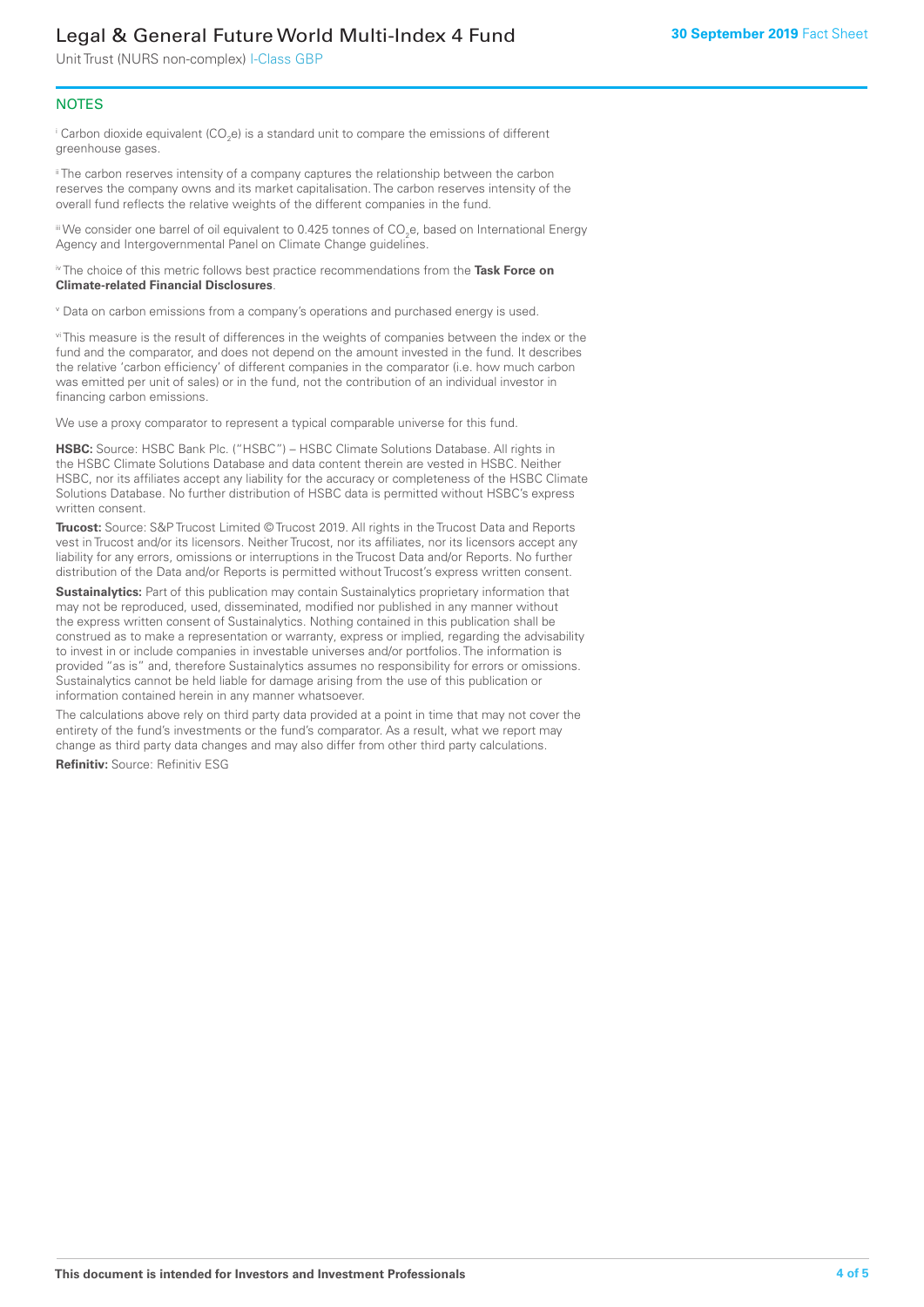## NOTES

[i] Carbon dioxide equivalent ($CO_2e$) is a standard unit to compare the emissions of different greenhouse gases.

[ii] The carbon reserves intensity of a company captures the relationship between the carbon reserves the company owns and its market capitalisation. The carbon reserves intensity of the overall fund reflects the relative weights of the different companies in the fund.

[iii] We consider one barrel of oil equivalent to 0.425 tonnes of $CO_2e$, based on International Energy Agency and Intergovernmental Panel on Climate Change guidelines.

[iv] The choice of this metric follows best practice recommendations from the **Task Force on Climate-related Financial Disclosures**.

[v] Data on carbon emissions from a company's operations and purchased energy is used.

[vi] This measure is the result of differences in the weights of companies between the index or the fund and the comparator, and does not depend on the amount invested in the fund. It describes the relative 'carbon efficiency' of different companies in the comparator (i.e. how much carbon was emitted per unit of sales) or in the fund, not the contribution of an individual investor in financing carbon emissions.

We use a proxy comparator to represent a typical comparable universe for this fund.

**HSBC:** Source: HSBC Bank Plc. ("HSBC") – HSBC Climate Solutions Database. All rights in the HSBC Climate Solutions Database and data content therein are vested in HSBC. Neither HSBC, nor its affiliates accept any liability for the accuracy or completeness of the HSBC Climate Solutions Database. No further distribution of HSBC data is permitted without HSBC's express written consent.

**Trucost:** Source: S&P Trucost Limited © Trucost 2019. All rights in the Trucost Data and Reports vest in Trucost and/or its licensors. Neither Trucost, nor its affiliates, nor its licensors accept any liability for any errors, omissions or interruptions in the Trucost Data and/or Reports. No further distribution of the Data and/or Reports is permitted without Trucost's express written consent.

**Sustainalytics:** Part of this publication may contain Sustainalytics proprietary information that may not be reproduced, used, disseminated, modified nor published in any manner without the express written consent of Sustainalytics. Nothing contained in this publication shall be construed as to make a representation or warranty, express or implied, regarding the advisability to invest in or include companies in investable universes and/or portfolios. The information is provided "as is" and, therefore Sustainalytics assumes no responsibility for errors or omissions. Sustainalytics cannot be held liable for damage arising from the use of this publication or information contained herein in any manner whatsoever.

The calculations above rely on third party data provided at a point in time that may not cover the entirety of the fund's investments or the fund's comparator. As a result, what we report may change as third party data changes and may also differ from other third party calculations.

**Refinitiv:** Source: Refinitiv ESG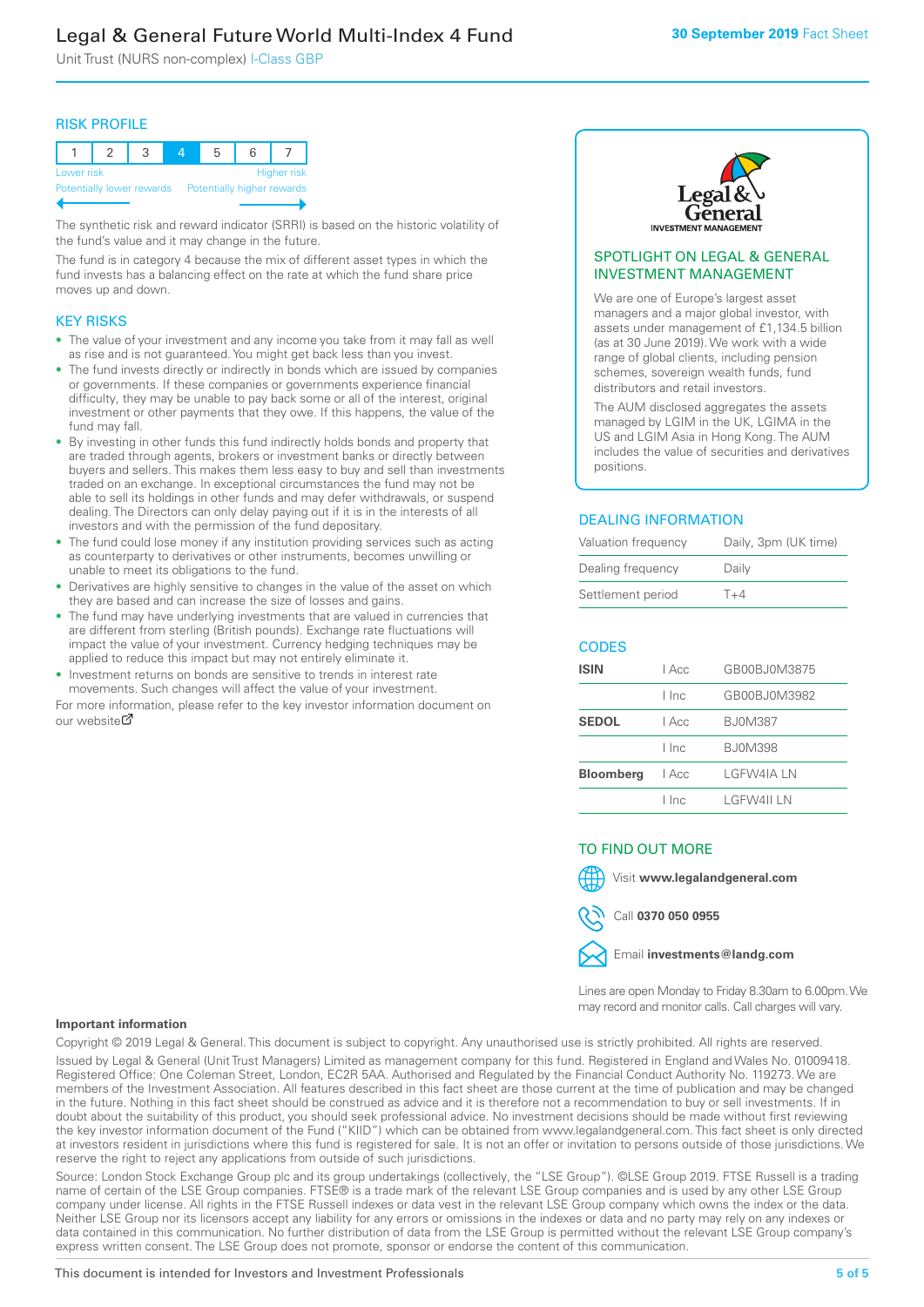# Legal & General Future World Multi-Index 4 Fund

Unit Trust (NURS non-complex) I-Class GBP

30 September 2019 Fact Sheet

## RISK PROFILE

| 1 | 2 | 3 | 4 | 5 | 6 | 7 |
|---|---|---|---|---|---|---|

Lower risk — Higher risk

Potentially lower rewards — Potentially higher rewards

The synthetic risk and reward indicator (SRRI) is based on the historic volatility of the fund's value and it may change in the future.

The fund is in category 4 because the mix of different asset types in which the fund invests has a balancing effect on the rate at which the fund share price moves up and down.

## KEY RISKS

- The value of your investment and any income you take from it may fall as well as rise and is not guaranteed. You might get back less than you invest.
- The fund invests directly or indirectly in bonds which are issued by companies or governments. If these companies or governments experience financial difficulty, they may be unable to pay back some or all of the interest, original investment or other payments that they owe. If this happens, the value of the fund may fall.
- By investing in other funds this fund indirectly holds bonds and property that are traded through agents, brokers or investment banks or directly between buyers and sellers. This makes them less easy to buy and sell than investments traded on an exchange. In exceptional circumstances the fund may not be able to sell its holdings in other funds and may defer withdrawals, or suspend dealing. The Directors can only delay paying out if it is in the interests of all investors and with the permission of the fund depositary.
- The fund could lose money if any institution providing services such as acting as counterparty to derivatives or other instruments, becomes unwilling or unable to meet its obligations to the fund.
- Derivatives are highly sensitive to changes in the value of the asset on which they are based and can increase the size of losses and gains.
- The fund may have underlying investments that are valued in currencies that are different from sterling (British pounds). Exchange rate fluctuations will impact the value of your investment. Currency hedging techniques may be applied to reduce this impact but may not entirely eliminate it.
- Investment returns on bonds are sensitive to trends in interest rate movements. Such changes will affect the value of your investment.

For more information, please refer to the key investor information document on our website

## SPOTLIGHT ON LEGAL & GENERAL INVESTMENT MANAGEMENT

We are one of Europe's largest asset managers and a major global investor, with assets under management of £1,134.5 billion (as at 30 June 2019). We work with a wide range of global clients, including pension schemes, sovereign wealth funds, fund distributors and retail investors.

The AUM disclosed aggregates the assets managed by LGIM in the UK, LGIMA in the US and LGIM Asia in Hong Kong. The AUM includes the value of securities and derivatives positions.

## DEALING INFORMATION

| | |
|---|---|
| Valuation frequency | Daily, 3pm (UK time) |
| Dealing frequency | Daily |
| Settlement period | T+4 |

## CODES

| | | |
|---|---|---|
| **ISIN** | I Acc | GB00BJ0M3875 |
| | I Inc | GB00BJ0M3982 |
| **SEDOL** | I Acc | BJ0M387 |
| | I Inc | BJ0M398 |
| **Bloomberg** | I Acc | LGFW4IA LN |
| | I Inc | LGFW4II LN |

## TO FIND OUT MORE

Visit **www.legalandgeneral.com**

Call **0370 050 0955**

Email **investments@landg.com**

Lines are open Monday to Friday 8.30am to 6.00pm. We may record and monitor calls. Call charges will vary.

**Important information**

Copyright © 2019 Legal & General. This document is subject to copyright. Any unauthorised use is strictly prohibited. All rights are reserved.

Issued by Legal & General (Unit Trust Managers) Limited as management company for this fund. Registered in England and Wales No. 01009418. Registered Office: One Coleman Street, London, EC2R 5AA. Authorised and Regulated by the Financial Conduct Authority No. 119273. We are members of the Investment Association. All features described in this fact sheet are those current at the time of publication and may be changed in the future. Nothing in this fact sheet should be construed as advice and it is therefore not a recommendation to buy or sell investments. If in doubt about the suitability of this product, you should seek professional advice. No investment decisions should be made without first reviewing the key investor information document of the Fund ("KIID") which can be obtained from www.legalandgeneral.com. This fact sheet is only directed at investors resident in jurisdictions where this fund is registered for sale. It is not an offer or invitation to persons outside of those jurisdictions. We reserve the right to reject any applications from outside of such jurisdictions.

Source: London Stock Exchange Group plc and its group undertakings (collectively, the "LSE Group"). ©LSE Group 2019. FTSE Russell is a trading name of certain of the LSE Group companies. FTSE® is a trade mark of the relevant LSE Group companies and is used by any other LSE Group company under license. All rights in the FTSE Russell indexes or data vest in the relevant LSE Group company which owns the index or the data. Neither LSE Group nor its licensors accept any liability for any errors or omissions in the indexes or data and no party may rely on any indexes or data contained in this communication. No further distribution of data from the LSE Group is permitted without the relevant LSE Group company's express written consent. The LSE Group does not promote, sponsor or endorse the content of this communication.

This document is intended for Investors and Investment Professionals